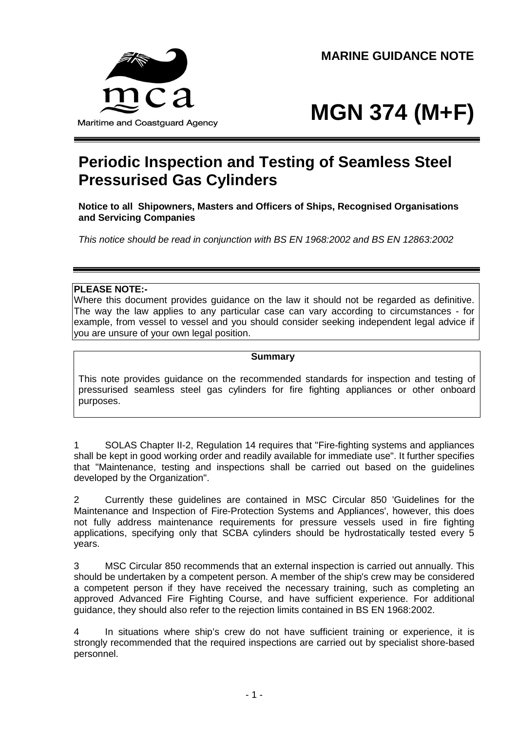**MARINE GUIDANCE NOTE**

Maritime and Coastguard Agency

# MGN 374 (M+F)

## Periodic Inspection and Testing of Seamless Steel Pressurised Gas Cylinders

**Notice to all Shipowners, Masters and Officers of Ships, Recognised Organisations and Servicing Companies**

*This notice should be read in conjunction with BS EN 1968:2002 and BS EN 12863:2002*

**PLEASE NOTE:-**
Where this document provides guidance on the law it should not be regarded as definitive. The way the law applies to any particular case can vary according to circumstances - for example, from vessel to vessel and you should consider seeking independent legal advice if you are unsure of your own legal position.

**Summary**

This note provides guidance on the recommended standards for inspection and testing of pressurised seamless steel gas cylinders for fire fighting appliances or other onboard purposes.

1 SOLAS Chapter II-2, Regulation 14 requires that "Fire-fighting systems and appliances shall be kept in good working order and readily available for immediate use". It further specifies that "Maintenance, testing and inspections shall be carried out based on the guidelines developed by the Organization".

2 Currently these guidelines are contained in MSC Circular 850 'Guidelines for the Maintenance and Inspection of Fire-Protection Systems and Appliances', however, this does not fully address maintenance requirements for pressure vessels used in fire fighting applications, specifying only that SCBA cylinders should be hydrostatically tested every 5 years.

3 MSC Circular 850 recommends that an external inspection is carried out annually. This should be undertaken by a competent person. A member of the ship's crew may be considered a competent person if they have received the necessary training, such as completing an approved Advanced Fire Fighting Course, and have sufficient experience. For additional guidance, they should also refer to the rejection limits contained in BS EN 1968:2002.

4 In situations where ship's crew do not have sufficient training or experience, it is strongly recommended that the required inspections are carried out by specialist shore-based personnel.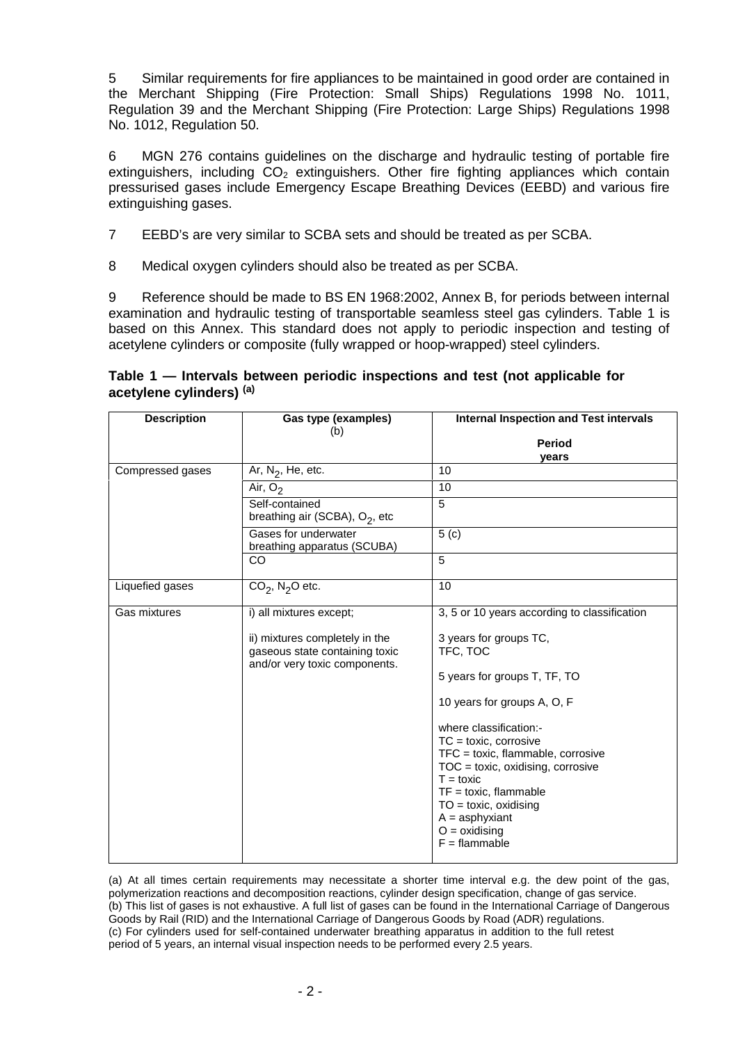5 Similar requirements for fire appliances to be maintained in good order are contained in the Merchant Shipping (Fire Protection: Small Ships) Regulations 1998 No. 1011, Regulation 39 and the Merchant Shipping (Fire Protection: Large Ships) Regulations 1998 No. 1012, Regulation 50.

6 MGN 276 contains guidelines on the discharge and hydraulic testing of portable fire extinguishers, including $CO_2$ extinguishers. Other fire fighting appliances which contain pressurised gases include Emergency Escape Breathing Devices (EEBD) and various fire extinguishing gases.

7 EEBD's are very similar to SCBA sets and should be treated as per SCBA.

8 Medical oxygen cylinders should also be treated as per SCBA.

9 Reference should be made to BS EN 1968:2002, Annex B, for periods between internal examination and hydraulic testing of transportable seamless steel gas cylinders. Table 1 is based on this Annex. This standard does not apply to periodic inspection and testing of acetylene cylinders or composite (fully wrapped or hoop-wrapped) steel cylinders.

**Table 1 — Intervals between periodic inspections and test (not applicable for acetylene cylinders) [(a)]**

| Description | Gas type (examples) (b) | Internal Inspection and Test intervals<br><br>**Period years** |
|---|---|---|
| Compressed gases | Ar, $N_2$, He, etc. | 10 |
| | Air, $O_2$ | 10 |
| | Self-contained breathing air (SCBA), $O_2$, etc | 5 |
| | Gases for underwater breathing apparatus (SCUBA) | 5 (c) |
| | CO | 5 |
| Liquefied gases | $CO_2$, $N_2O$ etc. | 10 |
| Gas mixtures | i) all mixtures except;<br><br>ii) mixtures completely in the gaseous state containing toxic and/or very toxic components. | 3, 5 or 10 years according to classification<br><br>3 years for groups TC, TFC, TOC<br><br>5 years for groups T, TF, TO<br><br>10 years for groups A, O, F<br><br>where classification:-<br>TC = toxic, corrosive<br>TFC = toxic, flammable, corrosive<br>TOC = toxic, oxidising, corrosive<br>T = toxic<br>TF = toxic, flammable<br>TO = toxic, oxidising<br>A = asphyxiant<br>O = oxidising<br>F = flammable |

(a) At all times certain requirements may necessitate a shorter time interval e.g. the dew point of the gas, polymerization reactions and decomposition reactions, cylinder design specification, change of gas service.
(b) This list of gases is not exhaustive. A full list of gases can be found in the International Carriage of Dangerous Goods by Rail (RID) and the International Carriage of Dangerous Goods by Road (ADR) regulations.
(c) For cylinders used for self-contained underwater breathing apparatus in addition to the full retest period of 5 years, an internal visual inspection needs to be performed every 2.5 years.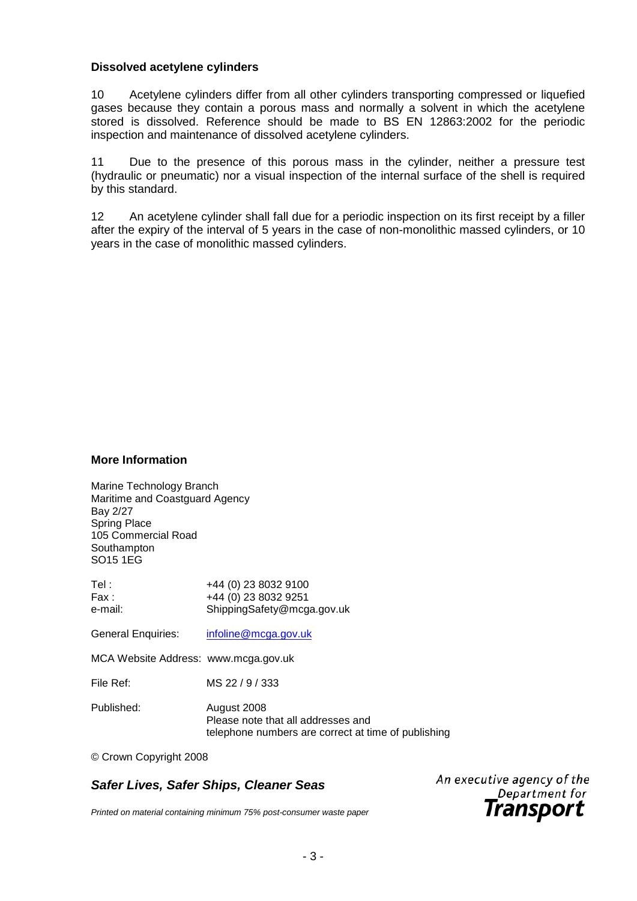**Dissolved acetylene cylinders**

10 Acetylene cylinders differ from all other cylinders transporting compressed or liquefied gases because they contain a porous mass and normally a solvent in which the acetylene stored is dissolved. Reference should be made to BS EN 12863:2002 for the periodic inspection and maintenance of dissolved acetylene cylinders.

11 Due to the presence of this porous mass in the cylinder, neither a pressure test (hydraulic or pneumatic) nor a visual inspection of the internal surface of the shell is required by this standard.

12 An acetylene cylinder shall fall due for a periodic inspection on its first receipt by a filler after the expiry of the interval of 5 years in the case of non-monolithic massed cylinders, or 10 years in the case of monolithic massed cylinders.

**More Information**

Marine Technology Branch
Maritime and Coastguard Agency
Bay 2/27
Spring Place
105 Commercial Road
Southampton
SO15 1EG

| | |
|---|---|
| Tel : | +44 (0) 23 8032 9100 |
| Fax : | +44 (0) 23 8032 9251 |
| e-mail: | ShippingSafety@mcga.gov.uk |
| General Enquiries: | infoline@mcga.gov.uk |
| MCA Website Address: | www.mcga.gov.uk |
| File Ref: | MS 22 / 9 / 333 |
| Published: | August 2008<br>Please note that all addresses and telephone numbers are correct at time of publishing |

© Crown Copyright 2008

***Safer Lives, Safer Ships, Cleaner Seas***

*Printed on material containing minimum 75% post-consumer waste paper*

*An executive agency of the Department for* ***Transport***